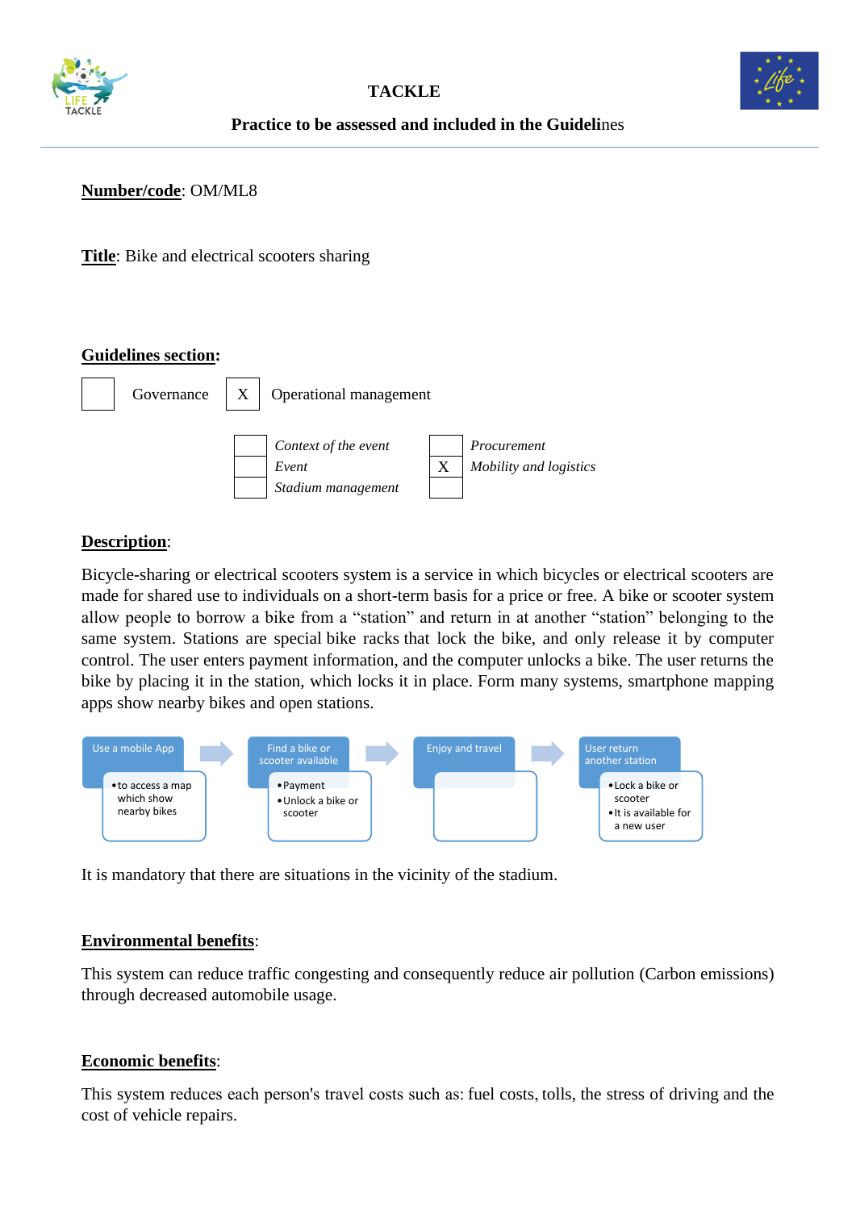# TACKLE

**Practice to be assessed and included in the Guidelines**

**Number/code**: OM/ML8

**Title**: Bike and electrical scooters sharing

**Guidelines section:**

| | Governance | X | Operational management |
|---|---|---|---|

| | | | |
|---|---|---|---|
| | *Context of the event* | | *Procurement* |
| | *Event* | X | *Mobility and logistics* |
| | *Stadium management* | | |

**Description**:

Bicycle-sharing or electrical scooters system is a service in which bicycles or electrical scooters are made for shared use to individuals on a short-term basis for a price or free. A bike or scooter system allow people to borrow a bike from a "station" and return in at another "station" belonging to the same system. Stations are special bike racks that lock the bike, and only release it by computer control. The user enters payment information, and the computer unlocks a bike. The user returns the bike by placing it in the station, which locks it in place. Form many systems, smartphone mapping apps show nearby bikes and open stations.

Use a mobile App → Find a bike or scooter available → Enjoy and travel → User return another station

- Use a mobile App
  - to access a map which show nearby bikes
- Find a bike or scooter available
  - Payment
  - Unlock a bike or scooter
- Enjoy and travel
- User return another station
  - Lock a bike or scooter
  - It is available for a new user

It is mandatory that there are situations in the vicinity of the stadium.

**Environmental benefits**:

This system can reduce traffic congesting and consequently reduce air pollution (Carbon emissions) through decreased automobile usage.

**Economic benefits**:

This system reduces each person's travel costs such as: fuel costs, tolls, the stress of driving and the cost of vehicle repairs.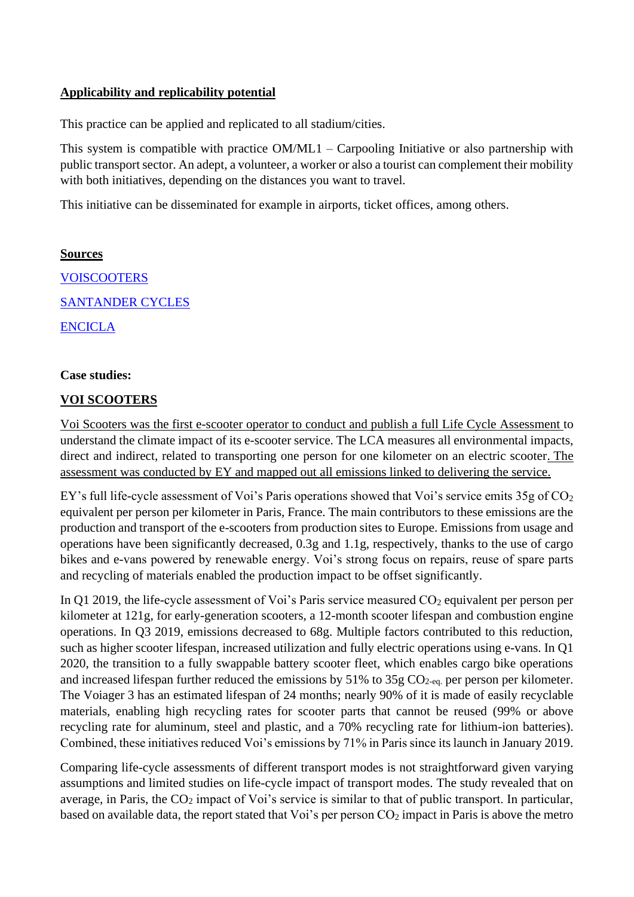**Applicability and replicability potential**

This practice can be applied and replicated to all stadium/cities.

This system is compatible with practice OM/ML1 – Carpooling Initiative or also partnership with public transport sector. An adept, a volunteer, a worker or also a tourist can complement their mobility with both initiatives, depending on the distances you want to travel.

This initiative can be disseminated for example in airports, ticket offices, among others.

**Sources**

VOISCOOTERS

SANTANDER CYCLES

ENCICLA

**Case studies:**

**VOI SCOOTERS**

Voi Scooters was the first e-scooter operator to conduct and publish a full Life Cycle Assessment to understand the climate impact of its e-scooter service. The LCA measures all environmental impacts, direct and indirect, related to transporting one person for one kilometer on an electric scooter. The assessment was conducted by EY and mapped out all emissions linked to delivering the service.

EY's full life-cycle assessment of Voi's Paris operations showed that Voi's service emits 35g of $CO_2$ equivalent per person per kilometer in Paris, France. The main contributors to these emissions are the production and transport of the e-scooters from production sites to Europe. Emissions from usage and operations have been significantly decreased, 0.3g and 1.1g, respectively, thanks to the use of cargo bikes and e-vans powered by renewable energy. Voi's strong focus on repairs, reuse of spare parts and recycling of materials enabled the production impact to be offset significantly.

In Q1 2019, the life-cycle assessment of Voi's Paris service measured $CO_2$ equivalent per person per kilometer at 121g, for early-generation scooters, a 12-month scooter lifespan and combustion engine operations. In Q3 2019, emissions decreased to 68g. Multiple factors contributed to this reduction, such as higher scooter lifespan, increased utilization and fully electric operations using e-vans. In Q1 2020, the transition to a fully swappable battery scooter fleet, which enables cargo bike operations and increased lifespan further reduced the emissions by 51% to 35g $CO_{2\text{-eq.}}$ per person per kilometer. The Voiager 3 has an estimated lifespan of 24 months; nearly 90% of it is made of easily recyclable materials, enabling high recycling rates for scooter parts that cannot be reused (99% or above recycling rate for aluminum, steel and plastic, and a 70% recycling rate for lithium-ion batteries). Combined, these initiatives reduced Voi's emissions by 71% in Paris since its launch in January 2019.

Comparing life-cycle assessments of different transport modes is not straightforward given varying assumptions and limited studies on life-cycle impact of transport modes. The study revealed that on average, in Paris, the $CO_2$ impact of Voi's service is similar to that of public transport. In particular, based on available data, the report stated that Voi's per person $CO_2$ impact in Paris is above the metro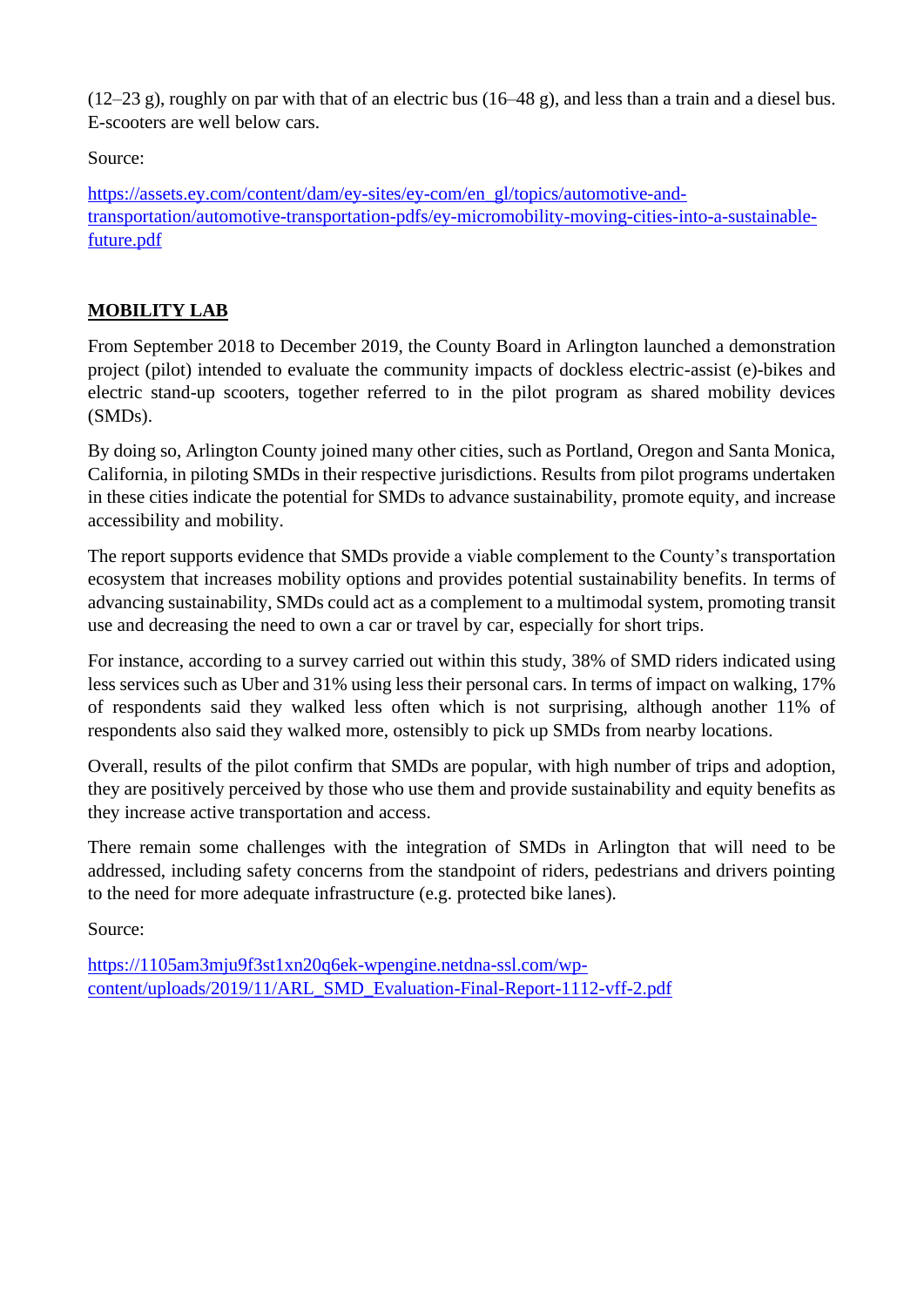(12–23 g), roughly on par with that of an electric bus (16–48 g), and less than a train and a diesel bus. E-scooters are well below cars.

Source:

https://assets.ey.com/content/dam/ey-sites/ey-com/en_gl/topics/automotive-and-transportation/automotive-transportation-pdfs/ey-micromobility-moving-cities-into-a-sustainable-future.pdf

## MOBILITY LAB

From September 2018 to December 2019, the County Board in Arlington launched a demonstration project (pilot) intended to evaluate the community impacts of dockless electric-assist (e)-bikes and electric stand-up scooters, together referred to in the pilot program as shared mobility devices (SMDs).

By doing so, Arlington County joined many other cities, such as Portland, Oregon and Santa Monica, California, in piloting SMDs in their respective jurisdictions. Results from pilot programs undertaken in these cities indicate the potential for SMDs to advance sustainability, promote equity, and increase accessibility and mobility.

The report supports evidence that SMDs provide a viable complement to the County's transportation ecosystem that increases mobility options and provides potential sustainability benefits. In terms of advancing sustainability, SMDs could act as a complement to a multimodal system, promoting transit use and decreasing the need to own a car or travel by car, especially for short trips.

For instance, according to a survey carried out within this study, 38% of SMD riders indicated using less services such as Uber and 31% using less their personal cars. In terms of impact on walking, 17% of respondents said they walked less often which is not surprising, although another 11% of respondents also said they walked more, ostensibly to pick up SMDs from nearby locations.

Overall, results of the pilot confirm that SMDs are popular, with high number of trips and adoption, they are positively perceived by those who use them and provide sustainability and equity benefits as they increase active transportation and access.

There remain some challenges with the integration of SMDs in Arlington that will need to be addressed, including safety concerns from the standpoint of riders, pedestrians and drivers pointing to the need for more adequate infrastructure (e.g. protected bike lanes).

Source:

https://1105am3mju9f3st1xn20q6ek-wpengine.netdna-ssl.com/wp-content/uploads/2019/11/ARL_SMD_Evaluation-Final-Report-1112-vff-2.pdf